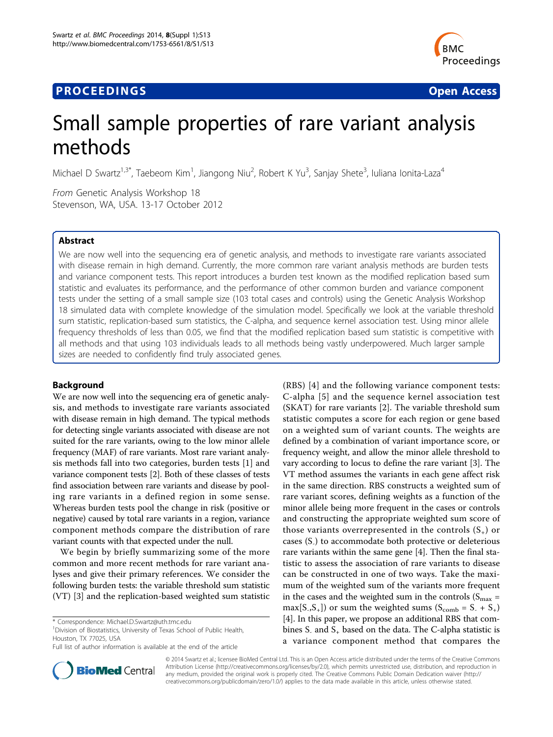PROCEEDINGS **Open Access**

# Small sample properties of rare variant analysis methods

Michael D Swartz[1,3*], Taebeom Kim[1], Jiangong Niu[2], Robert K Yu[3], Sanjay Shete[3], Iuliana Ionita-Laza[4]

*From* Genetic Analysis Workshop 18
Stevenson, WA, USA. 13-17 October 2012

## Abstract

We are now well into the sequencing era of genetic analysis, and methods to investigate rare variants associated with disease remain in high demand. Currently, the more common rare variant analysis methods are burden tests and variance component tests. This report introduces a burden test known as the modified replication based sum statistic and evaluates its performance, and the performance of other common burden and variance component tests under the setting of a small sample size (103 total cases and controls) using the Genetic Analysis Workshop 18 simulated data with complete knowledge of the simulation model. Specifically we look at the variable threshold sum statistic, replication-based sum statistics, the C-alpha, and sequence kernel association test. Using minor allele frequency thresholds of less than 0.05, we find that the modified replication based sum statistic is competitive with all methods and that using 103 individuals leads to all methods being vastly underpowered. Much larger sample sizes are needed to confidently find truly associated genes.

## Background

We are now well into the sequencing era of genetic analysis, and methods to investigate rare variants associated with disease remain in high demand. The typical methods for detecting single variants associated with disease are not suited for the rare variants, owing to the low minor allele frequency (MAF) of rare variants. Most rare variant analysis methods fall into two categories, burden tests [1] and variance component tests [2]. Both of these classes of tests find association between rare variants and disease by pooling rare variants in a defined region in some sense. Whereas burden tests pool the change in risk (positive or negative) caused by total rare variants in a region, variance component methods compare the distribution of rare variant counts with that expected under the null.

We begin by briefly summarizing some of the more common and more recent methods for rare variant analyses and give their primary references. We consider the following burden tests: the variable threshold sum statistic (VT) [3] and the replication-based weighted sum statistic (RBS) [4] and the following variance component tests: C-alpha [5] and the sequence kernel association test (SKAT) for rare variants [2]. The variable threshold sum statistic computes a score for each region or gene based on a weighted sum of variant counts. The weights are defined by a combination of variant importance score, or frequency weight, and allow the minor allele threshold to vary according to locus to define the rare variant [3]. The VT method assumes the variants in each gene affect risk in the same direction. RBS constructs a weighted sum of rare variant scores, defining weights as a function of the minor allele being more frequent in the cases or controls and constructing the appropriate weighted sum score of those variants overrepresented in the controls ($S_+$) or cases ($S_-$) to accommodate both protective or deleterious rare variants within the same gene [4]. Then the final statistic to assess the association of rare variants to disease can be constructed in one of two ways. Take the maximum of the weighted sum of the variants more frequent in the cases and the weighted sum in the controls ($S_{max} = \max[S_-, S_+]$) or sum the weighted sums ($S_{comb} = S_- + S_+$) [4]. In this paper, we propose an additional RBS that combines $S_-$ and $S_+$ based on the data. The C-alpha statistic is a variance component method that compares the

\* Correspondence: Michael.D.Swartz@uth.tmc.edu
[1]Division of Biostatistics, University of Texas School of Public Health, Houston, TX 77025, USA
Full list of author information is available at the end of the article

© 2014 Swartz et al.; licensee BioMed Central Ltd. This is an Open Access article distributed under the terms of the Creative Commons Attribution License (http://creativecommons.org/licenses/by/2.0), which permits unrestricted use, distribution, and reproduction in any medium, provided the original work is properly cited. The Creative Commons Public Domain Dedication waiver (http://creativecommons.org/publicdomain/zero/1.0/) applies to the data made available in this article, unless otherwise stated.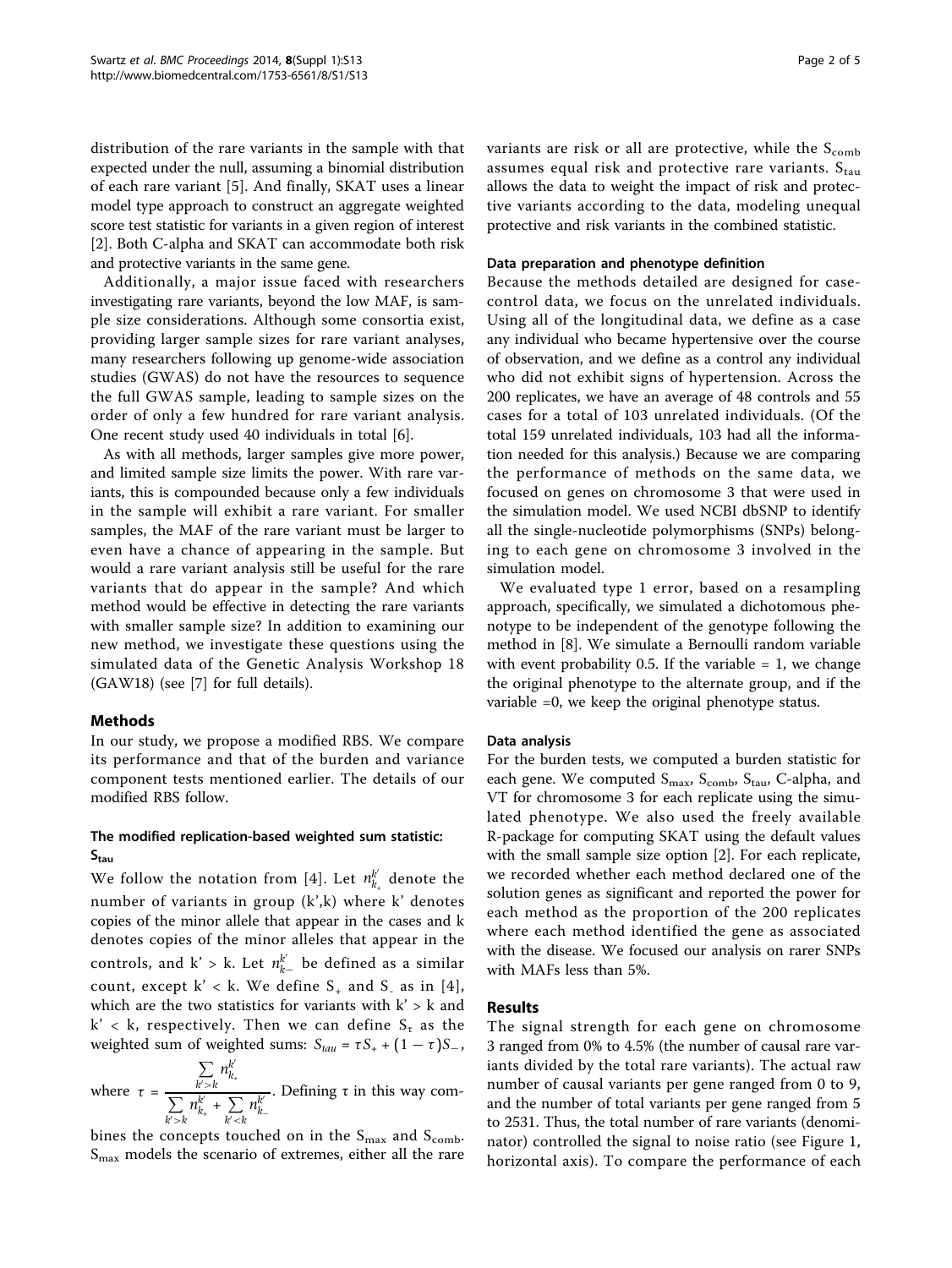distribution of the rare variants in the sample with that expected under the null, assuming a binomial distribution of each rare variant [5]. And finally, SKAT uses a linear model type approach to construct an aggregate weighted score test statistic for variants in a given region of interest [2]. Both C-alpha and SKAT can accommodate both risk and protective variants in the same gene.

Additionally, a major issue faced with researchers investigating rare variants, beyond the low MAF, is sample size considerations. Although some consortia exist, providing larger sample sizes for rare variant analyses, many researchers following up genome-wide association studies (GWAS) do not have the resources to sequence the full GWAS sample, leading to sample sizes on the order of only a few hundred for rare variant analysis. One recent study used 40 individuals in total [6].

As with all methods, larger samples give more power, and limited sample size limits the power. With rare variants, this is compounded because only a few individuals in the sample will exhibit a rare variant. For smaller samples, the MAF of the rare variant must be larger to even have a chance of appearing in the sample. But would a rare variant analysis still be useful for the rare variants that do appear in the sample? And which method would be effective in detecting the rare variants with smaller sample size? In addition to examining our new method, we investigate these questions using the simulated data of the Genetic Analysis Workshop 18 (GAW18) (see [7] for full details).

## Methods

In our study, we propose a modified RBS. We compare its performance and that of the burden and variance component tests mentioned earlier. The details of our modified RBS follow.

### The modified replication-based weighted sum statistic: $S_{tau}$

We follow the notation from [4]. Let $n_{k_+}^{k'}$ denote the number of variants in group (k',k) where k' denotes copies of the minor allele that appear in the cases and k denotes copies of the minor alleles that appear in the controls, and k' > k. Let $n_{k_-}^{k'}$ be defined as a similar count, except k' < k. We define $S_+$ and $S_-$ as in [4], which are the two statistics for variants with k' > k and k' < k, respectively. Then we can define $S_\tau$ as the weighted sum of weighted sums: $S_{tau} = \tau S_+ + (1 - \tau) S_-$, where $\tau = \frac{\sum_{k'>k} n_{k_+}^{k'}}{\sum_{k'>k} n_{k_+}^{k'} + \sum_{k'<k} n_{k_-}^{k'}}$. Defining τ in this way combines the concepts touched on in the $S_{max}$ and $S_{comb}$. $S_{max}$ models the scenario of extremes, either all the rare variants are risk or all are protective, while the $S_{comb}$ assumes equal risk and protective rare variants. $S_{tau}$ allows the data to weight the impact of risk and protective variants according to the data, modeling unequal protective and risk variants in the combined statistic.

### Data preparation and phenotype definition

Because the methods detailed are designed for case-control data, we focus on the unrelated individuals. Using all of the longitudinal data, we define as a case any individual who became hypertensive over the course of observation, and we define as a control any individual who did not exhibit signs of hypertension. Across the 200 replicates, we have an average of 48 controls and 55 cases for a total of 103 unrelated individuals. (Of the total 159 unrelated individuals, 103 had all the information needed for this analysis.) Because we are comparing the performance of methods on the same data, we focused on genes on chromosome 3 that were used in the simulation model. We used NCBI dbSNP to identify all the single-nucleotide polymorphisms (SNPs) belonging to each gene on chromosome 3 involved in the simulation model.

We evaluated type 1 error, based on a resampling approach, specifically, we simulated a dichotomous phenotype to be independent of the genotype following the method in [8]. We simulate a Bernoulli random variable with event probability 0.5. If the variable = 1, we change the original phenotype to the alternate group, and if the variable =0, we keep the original phenotype status.

### Data analysis

For the burden tests, we computed a burden statistic for each gene. We computed $S_{max}$, $S_{comb}$, $S_{tau}$, C-alpha, and VT for chromosome 3 for each replicate using the simulated phenotype. We also used the freely available R-package for computing SKAT using the default values with the small sample size option [2]. For each replicate, we recorded whether each method declared one of the solution genes as significant and reported the power for each method as the proportion of the 200 replicates where each method identified the gene as associated with the disease. We focused our analysis on rarer SNPs with MAFs less than 5%.

## Results

The signal strength for each gene on chromosome 3 ranged from 0% to 4.5% (the number of causal rare variants divided by the total rare variants). The actual raw number of causal variants per gene ranged from 0 to 9, and the number of total variants per gene ranged from 5 to 2531. Thus, the total number of rare variants (denominator) controlled the signal to noise ratio (see Figure 1, horizontal axis). To compare the performance of each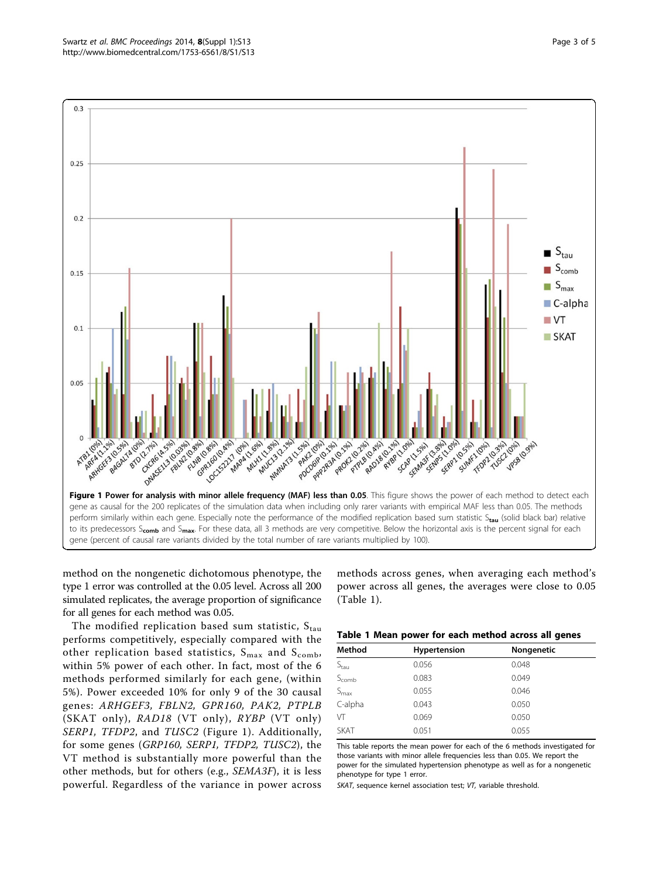**Figure 1 Power for analysis with minor allele frequency (MAF) less than 0.05**. This figure shows the power of each method to detect each gene as causal for the 200 replicates of the simulation data when including only rarer variants with empirical MAF less than 0.05. The methods perform similarly within each gene. Especially note the performance of the modified replication based sum statistic $S_{tau}$ (solid black bar) relative to its predecessors $S_{comb}$ and $S_{max}$. For these data, all 3 methods are very competitive. Below the horizontal axis is the percent signal for each gene (percent of causal rare variants divided by the total number of rare variants multiplied by 100).

method on the nongenetic dichotomous phenotype, the type 1 error was controlled at the 0.05 level. Across all 200 simulated replicates, the average proportion of significance for all genes for each method was 0.05.

The modified replication based sum statistic, $S_{tau}$ performs competitively, especially compared with the other replication based statistics, $S_{max}$ and $S_{comb}$, within 5% power of each other. In fact, most of the 6 methods performed similarly for each gene, (within 5%). Power exceeded 10% for only 9 of the 30 causal genes: *ARHGEF3, FBLN2, GPR160, PAK2, PTPLB* (SKAT only), *RAD18* (VT only), *RYBP* (VT only) *SERP1, TFDP2*, and *TUSC2* (Figure 1). Additionally, for some genes (*GRP160, SERP1, TFDP2, TUSC2*), the VT method is substantially more powerful than the other methods, but for others (e.g., *SEMA3F*), it is less powerful. Regardless of the variance in power across methods across genes, when averaging each method's power across all genes, the averages were close to 0.05 (Table 1).

**Table 1 Mean power for each method across all genes**

| Method | Hypertension | Nongenetic |
|---|---|---|
| $S_{tau}$ | 0.056 | 0.048 |
| $S_{comb}$ | 0.083 | 0.049 |
| $S_{max}$ | 0.055 | 0.046 |
| C-alpha | 0.043 | 0.050 |
| VT | 0.069 | 0.050 |
| SKAT | 0.051 | 0.055 |

This table reports the mean power for each of the 6 methods investigated for those variants with minor allele frequencies less than 0.05. We report the power for the simulated hypertension phenotype as well as for a nongenetic phenotype for type 1 error.

*SKAT*, sequence kernel association test; *VT*, variable threshold.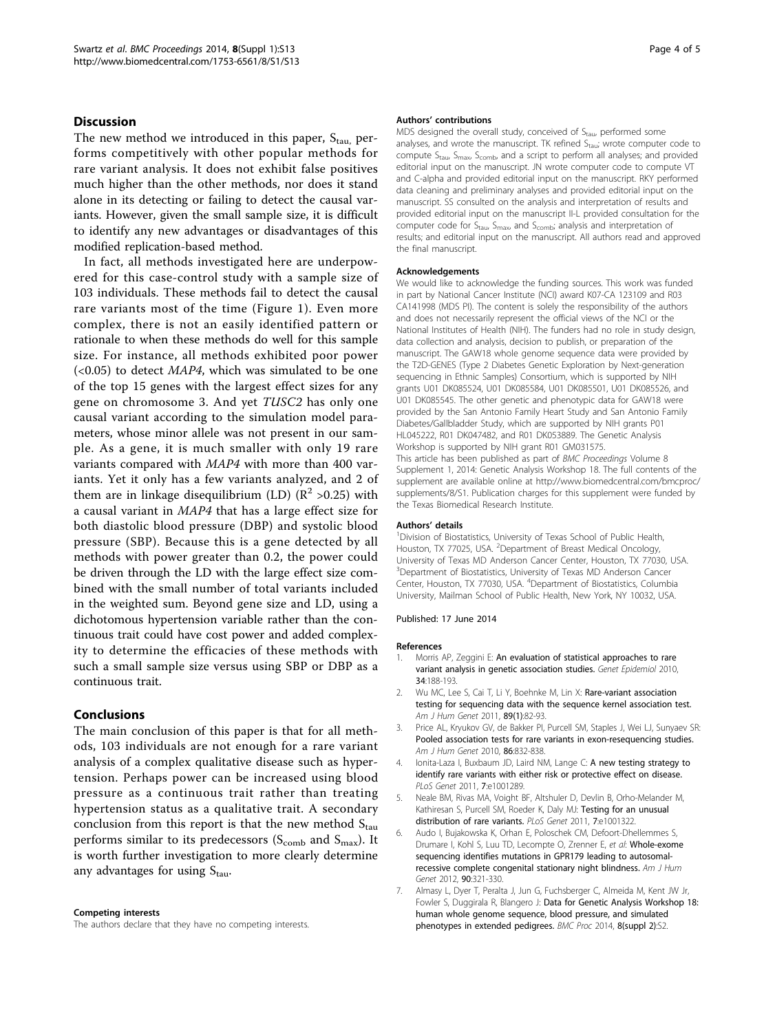## Discussion

The new method we introduced in this paper, $S_{tau}$, performs competitively with other popular methods for rare variant analysis. It does not exhibit false positives much higher than the other methods, nor does it stand alone in its detecting or failing to detect the causal variants. However, given the small sample size, it is difficult to identify any new advantages or disadvantages of this modified replication-based method.

In fact, all methods investigated here are underpowered for this case-control study with a sample size of 103 individuals. These methods fail to detect the causal rare variants most of the time (Figure 1). Even more complex, there is not an easily identified pattern or rationale to when these methods do well for this sample size. For instance, all methods exhibited poor power (<0.05) to detect *MAP4*, which was simulated to be one of the top 15 genes with the largest effect sizes for any gene on chromosome 3. And yet *TUSC2* has only one causal variant according to the simulation model parameters, whose minor allele was not present in our sample. As a gene, it is much smaller with only 19 rare variants compared with *MAP4* with more than 400 variants. Yet it only has a few variants analyzed, and 2 of them are in linkage disequilibrium (LD) ($R^2$ >0.25) with a causal variant in *MAP4* that has a large effect size for both diastolic blood pressure (DBP) and systolic blood pressure (SBP). Because this is a gene detected by all methods with power greater than 0.2, the power could be driven through the LD with the large effect size combined with the small number of total variants included in the weighted sum. Beyond gene size and LD, using a dichotomous hypertension variable rather than the continuous trait could have cost power and added complexity to determine the efficacies of these methods with such a small sample size versus using SBP or DBP as a continuous trait.

## Conclusions

The main conclusion of this paper is that for all methods, 103 individuals are not enough for a rare variant analysis of a complex qualitative disease such as hypertension. Perhaps power can be increased using blood pressure as a continuous trait rather than treating hypertension status as a qualitative trait. A secondary conclusion from this report is that the new method $S_{tau}$ performs similar to its predecessors ($S_{comb}$ and $S_{max}$). It is worth further investigation to more clearly determine any advantages for using $S_{tau}$.

#### Competing interests

The authors declare that they have no competing interests.

#### Authors' contributions

MDS designed the overall study, conceived of $S_{tau}$, performed some analyses, and wrote the manuscript. TK refined $S_{tau}$; wrote computer code to compute $S_{tau}$, $S_{max}$, $S_{comb}$, and a script to perform all analyses; and provided editorial input on the manuscript. JN wrote computer code to compute VT and C-alpha and provided editorial input on the manuscript. RKY performed data cleaning and preliminary analyses and provided editorial input on the manuscript. SS consulted on the analysis and interpretation of results and provided editorial input on the manuscript II-L provided consultation for the computer code for $S_{tau}$, $S_{max}$, and $S_{comb}$; analysis and interpretation of results; and editorial input on the manuscript. All authors read and approved the final manuscript.

#### Acknowledgements

We would like to acknowledge the funding sources. This work was funded in part by National Cancer Institute (NCI) award K07-CA 123109 and R03 CA141998 (MDS PI). The content is solely the responsibility of the authors and does not necessarily represent the official views of the NCI or the National Institutes of Health (NIH). The funders had no role in study design, data collection and analysis, decision to publish, or preparation of the manuscript. The GAW18 whole genome sequence data were provided by the T2D-GENES (Type 2 Diabetes Genetic Exploration by Next-generation sequencing in Ethnic Samples) Consortium, which is supported by NIH grants U01 DK085524, U01 DK085584, U01 DK085501, U01 DK085526, and U01 DK085545. The other genetic and phenotypic data for GAW18 were provided by the San Antonio Family Heart Study and San Antonio Family Diabetes/Gallbladder Study, which are supported by NIH grants P01 HL045222, R01 DK047482, and R01 DK053889. The Genetic Analysis Workshop is supported by NIH grant R01 GM031575.

This article has been published as part of *BMC Proceedings* Volume 8 Supplement 1, 2014: Genetic Analysis Workshop 18. The full contents of the supplement are available online at http://www.biomedcentral.com/bmcproc/supplements/8/S1. Publication charges for this supplement were funded by the Texas Biomedical Research Institute.

#### Authors' details

[1]Division of Biostatistics, University of Texas School of Public Health, Houston, TX 77025, USA. [2]Department of Breast Medical Oncology, University of Texas MD Anderson Cancer Center, Houston, TX 77030, USA. [3]Department of Biostatistics, University of Texas MD Anderson Cancer Center, Houston, TX 77030, USA. [4]Department of Biostatistics, Columbia University, Mailman School of Public Health, New York, NY 10032, USA.

Published: 17 June 2014

#### References

1. Morris AP, Zeggini E: **An evaluation of statistical approaches to rare variant analysis in genetic association studies.** *Genet Epidemiol* 2010, **34**:188-193.
2. Wu MC, Lee S, Cai T, Li Y, Boehnke M, Lin X: **Rare-variant association testing for sequencing data with the sequence kernel association test.** *Am J Hum Genet* 2011, **89(1)**:82-93.
3. Price AL, Kryukov GV, de Bakker PI, Purcell SM, Staples J, Wei LJ, Sunyaev SR: **Pooled association tests for rare variants in exon-resequencing studies.** *Am J Hum Genet* 2010, **86**:832-838.
4. Ionita-Laza I, Buxbaum JD, Laird NM, Lange C: **A new testing strategy to identify rare variants with either risk or protective effect on disease.** *PLoS Genet* 2011, **7**:e1001289.
5. Neale BM, Rivas MA, Voight BF, Altshuler D, Devlin B, Orho-Melander M, Kathiresan S, Purcell SM, Roeder K, Daly MJ: **Testing for an unusual distribution of rare variants.** *PLoS Genet* 2011, **7**:e1001322.
6. Audo I, Bujakowska K, Orhan E, Poloschek CM, Defoort-Dhellemmes S, Drumare I, Kohl S, Luu TD, Lecompte O, Zrenner E, *et al*: **Whole-exome sequencing identifies mutations in GPR179 leading to autosomal-recessive complete congenital stationary night blindness.** *Am J Hum Genet* 2012, **90**:321-330.
7. Almasy L, Dyer T, Peralta J, Jun G, Fuchsberger C, Almeida M, Kent JW Jr, Fowler S, Duggirala R, Blangero J: **Data for Genetic Analysis Workshop 18: human whole genome sequence, blood pressure, and simulated phenotypes in extended pedigrees.** *BMC Proc* 2014, 8(suppl 2):S2.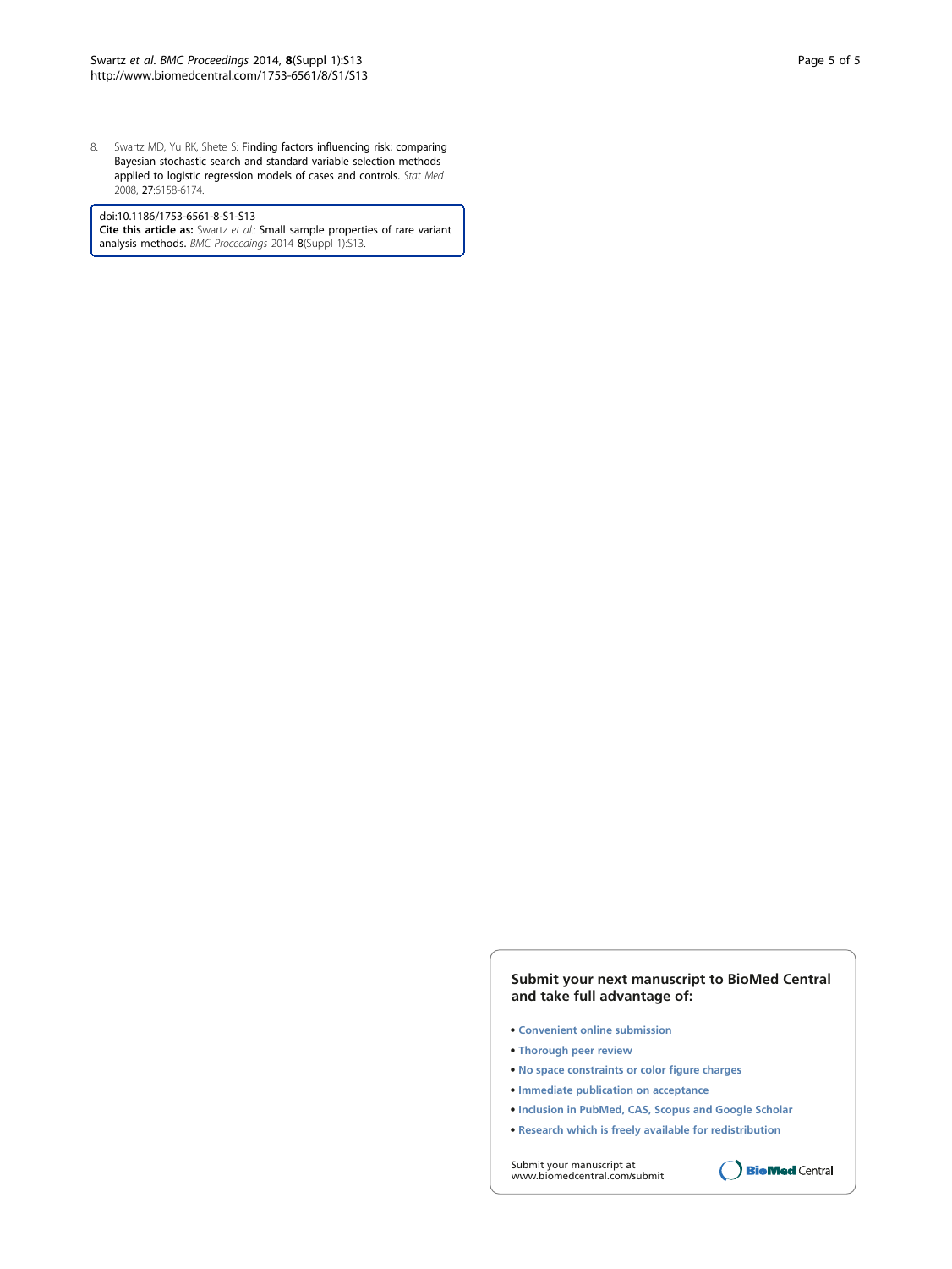8. Swartz MD, Yu RK, Shete S: **Finding factors influencing risk: comparing Bayesian stochastic search and standard variable selection methods applied to logistic regression models of cases and controls.** *Stat Med* 2008, **27**:6158-6174.

doi:10.1186/1753-6561-8-S1-S13
**Cite this article as:** Swartz *et al.*: Small sample properties of rare variant analysis methods. *BMC Proceedings* 2014 **8**(Suppl 1):S13.

**Submit your next manuscript to BioMed Central and take full advantage of:**

- **Convenient online submission**
- **Thorough peer review**
- **No space constraints or color figure charges**
- **Immediate publication on acceptance**
- **Inclusion in PubMed, CAS, Scopus and Google Scholar**
- **Research which is freely available for redistribution**

Submit your manuscript at
www.biomedcentral.com/submit

BioMed Central